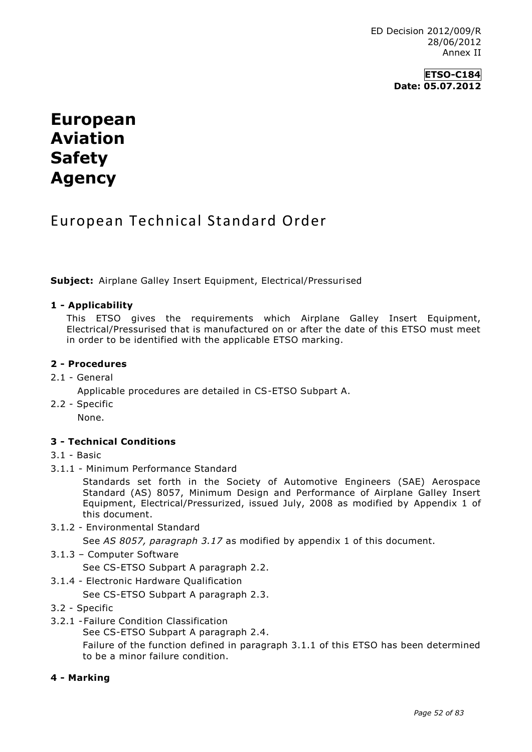ED Decision 2012/009/R
28/06/2012
Annex II

**ETSO-C184**
**Date: 05.07.2012**

# European Aviation Safety Agency

## European Technical Standard Order

**Subject:** Airplane Galley Insert Equipment, Electrical/Pressurised

**1 - Applicability**

This ETSO gives the requirements which Airplane Galley Insert Equipment, Electrical/Pressurised that is manufactured on or after the date of this ETSO must meet in order to be identified with the applicable ETSO marking.

**2 - Procedures**

2.1 - General

Applicable procedures are detailed in CS-ETSO Subpart A.

2.2 - Specific

None.

**3 - Technical Conditions**

3.1 - Basic

3.1.1 - Minimum Performance Standard

Standards set forth in the Society of Automotive Engineers (SAE) Aerospace Standard (AS) 8057, Minimum Design and Performance of Airplane Galley Insert Equipment, Electrical/Pressurized, issued July, 2008 as modified by Appendix 1 of this document.

3.1.2 - Environmental Standard

See *AS 8057, paragraph 3.17* as modified by appendix 1 of this document.

3.1.3 – Computer Software

See CS-ETSO Subpart A paragraph 2.2.

3.1.4 - Electronic Hardware Qualification

See CS-ETSO Subpart A paragraph 2.3.

3.2 - Specific

3.2.1 - Failure Condition Classification

See CS-ETSO Subpart A paragraph 2.4.

Failure of the function defined in paragraph 3.1.1 of this ETSO has been determined to be a minor failure condition.

**4 - Marking**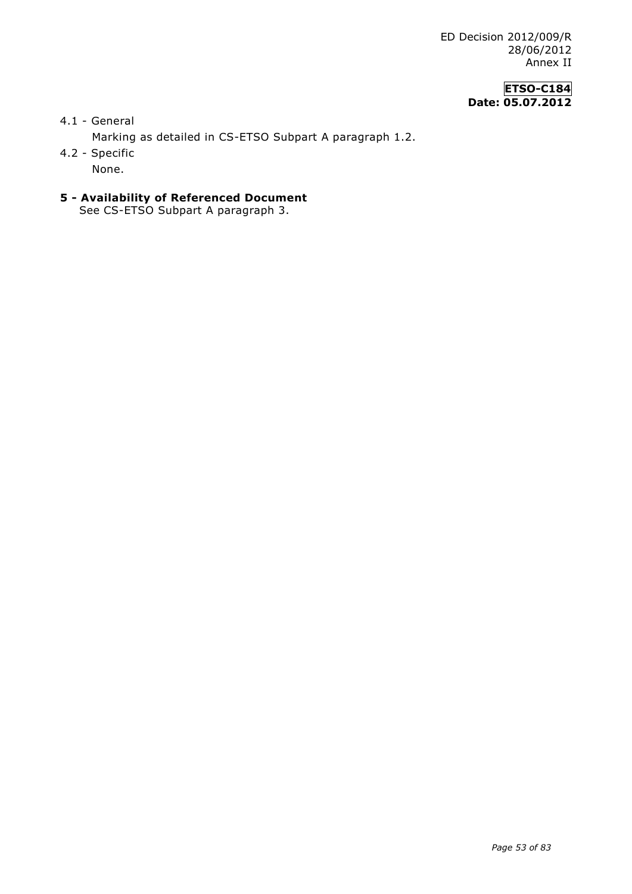4.1 - General

Marking as detailed in CS-ETSO Subpart A paragraph 1.2.

4.2 - Specific

None.

## 5 - Availability of Referenced Document

See CS-ETSO Subpart A paragraph 3.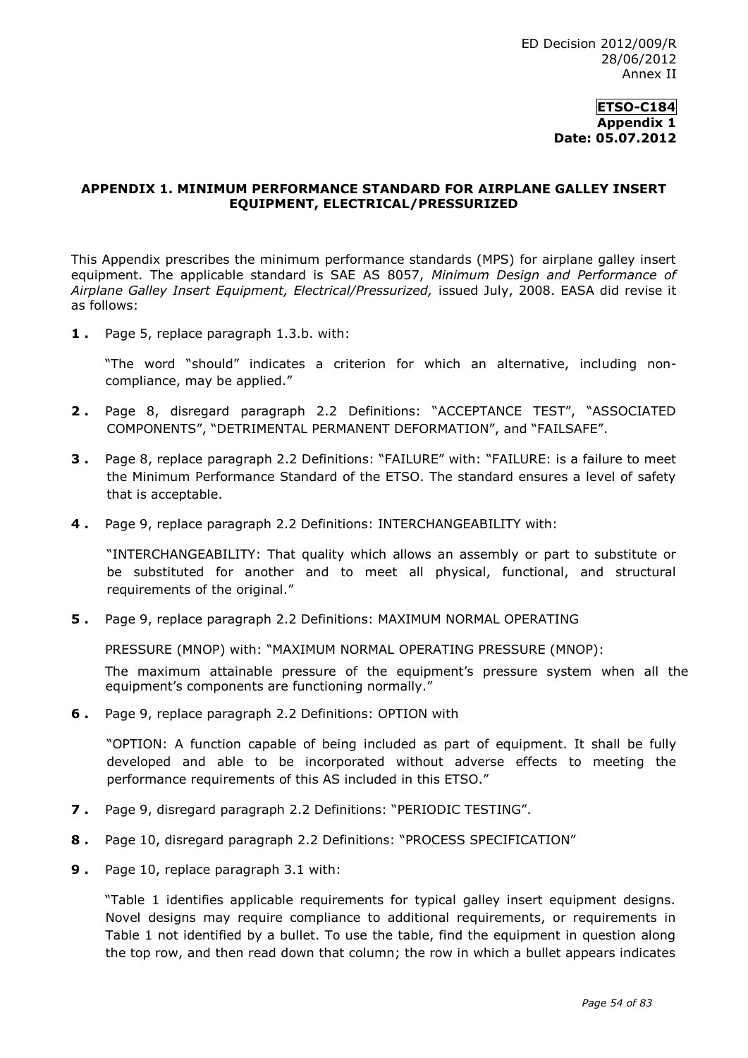**ETSO-C184**
**Appendix 1**
**Date: 05.07.2012**

## APPENDIX 1. MINIMUM PERFORMANCE STANDARD FOR AIRPLANE GALLEY INSERT EQUIPMENT, ELECTRICAL/PRESSURIZED

This Appendix prescribes the minimum performance standards (MPS) for airplane galley insert equipment. The applicable standard is SAE AS 8057, *Minimum Design and Performance of Airplane Galley Insert Equipment, Electrical/Pressurized,* issued July, 2008. EASA did revise it as follows:

**1 .** Page 5, replace paragraph 1.3.b. with:

"The word "should" indicates a criterion for which an alternative, including non-compliance, may be applied."

**2 .** Page 8, disregard paragraph 2.2 Definitions: "ACCEPTANCE TEST", "ASSOCIATED COMPONENTS", "DETRIMENTAL PERMANENT DEFORMATION", and "FAILSAFE".

**3 .** Page 8, replace paragraph 2.2 Definitions: "FAILURE" with: "FAILURE: is a failure to meet the Minimum Performance Standard of the ETSO. The standard ensures a level of safety that is acceptable.

**4 .** Page 9, replace paragraph 2.2 Definitions: INTERCHANGEABILITY with:

"INTERCHANGEABILITY: That quality which allows an assembly or part to substitute or be substituted for another and to meet all physical, functional, and structural requirements of the original."

**5 .** Page 9, replace paragraph 2.2 Definitions: MAXIMUM NORMAL OPERATING

PRESSURE (MNOP) with: "MAXIMUM NORMAL OPERATING PRESSURE (MNOP):

The maximum attainable pressure of the equipment's pressure system when all the equipment's components are functioning normally."

**6 .** Page 9, replace paragraph 2.2 Definitions: OPTION with

"OPTION: A function capable of being included as part of equipment. It shall be fully developed and able to be incorporated without adverse effects to meeting the performance requirements of this AS included in this ETSO."

**7 .** Page 9, disregard paragraph 2.2 Definitions: "PERIODIC TESTING".

**8 .** Page 10, disregard paragraph 2.2 Definitions: "PROCESS SPECIFICATION"

**9 .** Page 10, replace paragraph 3.1 with:

"Table 1 identifies applicable requirements for typical galley insert equipment designs. Novel designs may require compliance to additional requirements, or requirements in Table 1 not identified by a bullet. To use the table, find the equipment in question along the top row, and then read down that column; the row in which a bullet appears indicates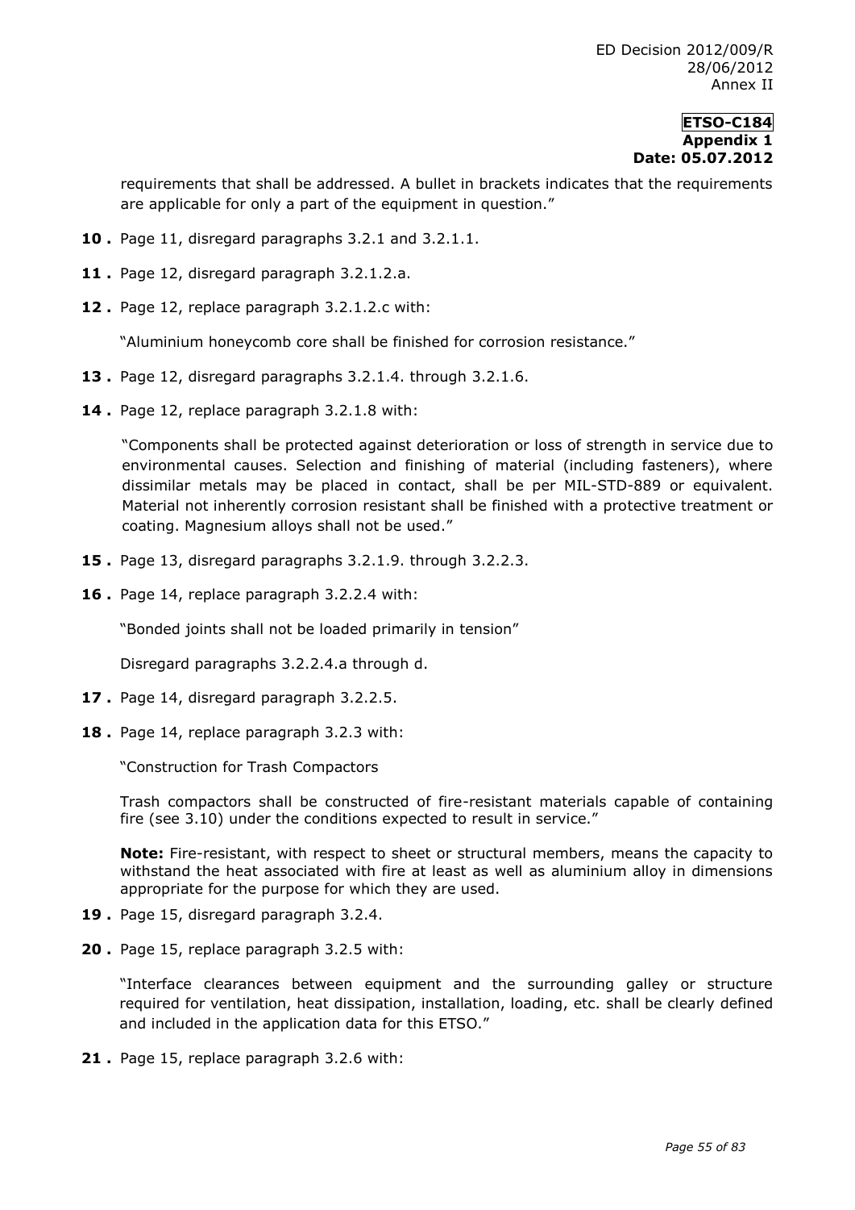requirements that shall be addressed. A bullet in brackets indicates that the requirements are applicable for only a part of the equipment in question."

**10 .** Page 11, disregard paragraphs 3.2.1 and 3.2.1.1.

**11 .** Page 12, disregard paragraph 3.2.1.2.a.

**12 .** Page 12, replace paragraph 3.2.1.2.c with:

"Aluminium honeycomb core shall be finished for corrosion resistance."

**13 .** Page 12, disregard paragraphs 3.2.1.4. through 3.2.1.6.

**14 .** Page 12, replace paragraph 3.2.1.8 with:

"Components shall be protected against deterioration or loss of strength in service due to environmental causes. Selection and finishing of material (including fasteners), where dissimilar metals may be placed in contact, shall be per MIL-STD-889 or equivalent. Material not inherently corrosion resistant shall be finished with a protective treatment or coating. Magnesium alloys shall not be used."

**15 .** Page 13, disregard paragraphs 3.2.1.9. through 3.2.2.3.

**16 .** Page 14, replace paragraph 3.2.2.4 with:

"Bonded joints shall not be loaded primarily in tension"

Disregard paragraphs 3.2.2.4.a through d.

**17 .** Page 14, disregard paragraph 3.2.2.5.

**18 .** Page 14, replace paragraph 3.2.3 with:

"Construction for Trash Compactors

Trash compactors shall be constructed of fire-resistant materials capable of containing fire (see 3.10) under the conditions expected to result in service."

**Note:** Fire-resistant, with respect to sheet or structural members, means the capacity to withstand the heat associated with fire at least as well as aluminium alloy in dimensions appropriate for the purpose for which they are used.

**19 .** Page 15, disregard paragraph 3.2.4.

**20 .** Page 15, replace paragraph 3.2.5 with:

"Interface clearances between equipment and the surrounding galley or structure required for ventilation, heat dissipation, installation, loading, etc. shall be clearly defined and included in the application data for this ETSO."

**21 .** Page 15, replace paragraph 3.2.6 with: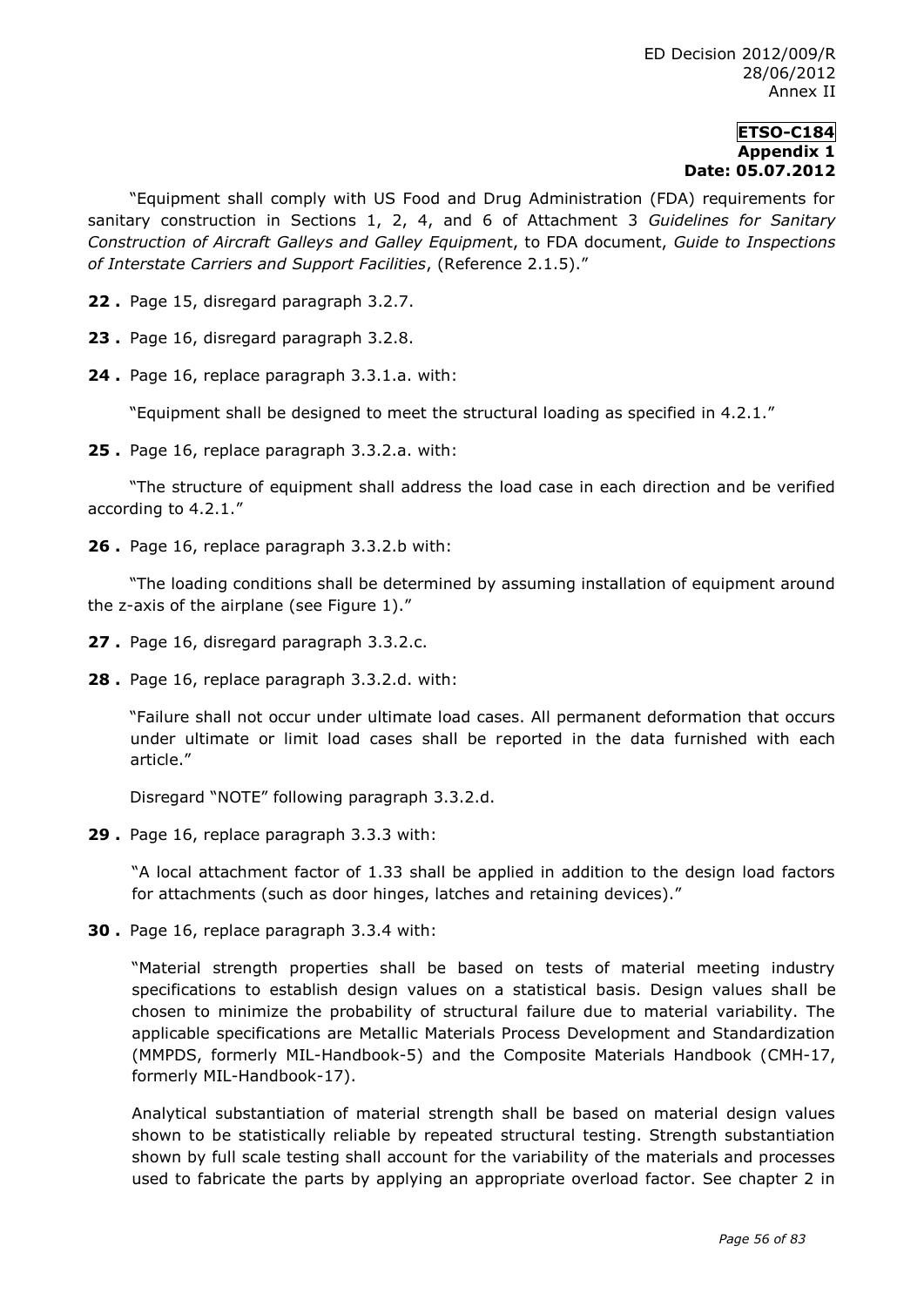"Equipment shall comply with US Food and Drug Administration (FDA) requirements for sanitary construction in Sections 1, 2, 4, and 6 of Attachment 3 *Guidelines for Sanitary Construction of Aircraft Galleys and Galley Equipment*, to FDA document, *Guide to Inspections of Interstate Carriers and Support Facilities*, (Reference 2.1.5)."

**22 .** Page 15, disregard paragraph 3.2.7.

**23 .** Page 16, disregard paragraph 3.2.8.

**24 .** Page 16, replace paragraph 3.3.1.a. with:

"Equipment shall be designed to meet the structural loading as specified in 4.2.1."

**25 .** Page 16, replace paragraph 3.3.2.a. with:

"The structure of equipment shall address the load case in each direction and be verified according to 4.2.1."

**26 .** Page 16, replace paragraph 3.3.2.b with:

"The loading conditions shall be determined by assuming installation of equipment around the z-axis of the airplane (see Figure 1)."

**27 .** Page 16, disregard paragraph 3.3.2.c.

**28 .** Page 16, replace paragraph 3.3.2.d. with:

"Failure shall not occur under ultimate load cases. All permanent deformation that occurs under ultimate or limit load cases shall be reported in the data furnished with each article."

Disregard "NOTE" following paragraph 3.3.2.d.

**29 .** Page 16, replace paragraph 3.3.3 with:

"A local attachment factor of 1.33 shall be applied in addition to the design load factors for attachments (such as door hinges, latches and retaining devices)."

**30 .** Page 16, replace paragraph 3.3.4 with:

"Material strength properties shall be based on tests of material meeting industry specifications to establish design values on a statistical basis. Design values shall be chosen to minimize the probability of structural failure due to material variability. The applicable specifications are Metallic Materials Process Development and Standardization (MMPDS, formerly MIL-Handbook-5) and the Composite Materials Handbook (CMH-17, formerly MIL-Handbook-17).

Analytical substantiation of material strength shall be based on material design values shown to be statistically reliable by repeated structural testing. Strength substantiation shown by full scale testing shall account for the variability of the materials and processes used to fabricate the parts by applying an appropriate overload factor. See chapter 2 in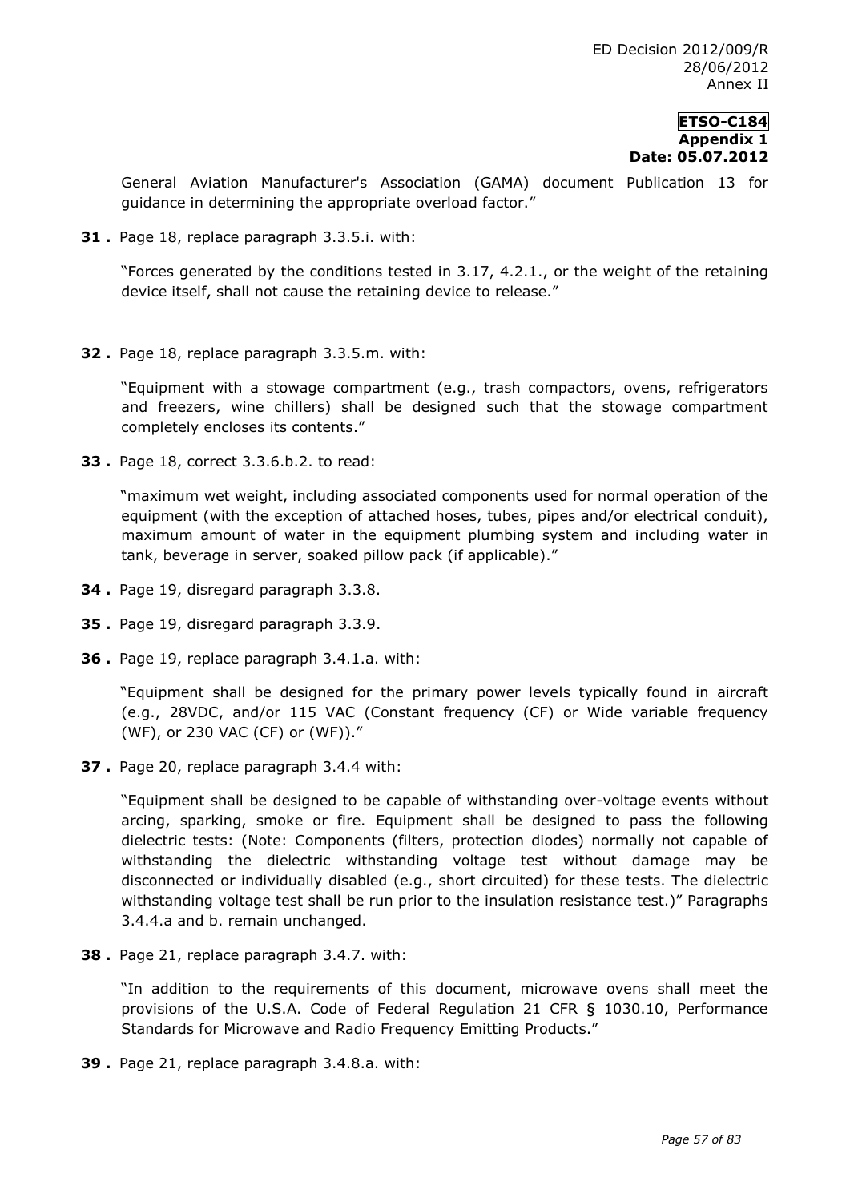General Aviation Manufacturer's Association (GAMA) document Publication 13 for guidance in determining the appropriate overload factor."

**31 .** Page 18, replace paragraph 3.3.5.i. with:

"Forces generated by the conditions tested in 3.17, 4.2.1., or the weight of the retaining device itself, shall not cause the retaining device to release."

**32 .** Page 18, replace paragraph 3.3.5.m. with:

"Equipment with a stowage compartment (e.g., trash compactors, ovens, refrigerators and freezers, wine chillers) shall be designed such that the stowage compartment completely encloses its contents."

**33 .** Page 18, correct 3.3.6.b.2. to read:

"maximum wet weight, including associated components used for normal operation of the equipment (with the exception of attached hoses, tubes, pipes and/or electrical conduit), maximum amount of water in the equipment plumbing system and including water in tank, beverage in server, soaked pillow pack (if applicable)."

**34 .** Page 19, disregard paragraph 3.3.8.

**35 .** Page 19, disregard paragraph 3.3.9.

**36 .** Page 19, replace paragraph 3.4.1.a. with:

"Equipment shall be designed for the primary power levels typically found in aircraft (e.g., 28VDC, and/or 115 VAC (Constant frequency (CF) or Wide variable frequency (WF), or 230 VAC (CF) or (WF))."

**37 .** Page 20, replace paragraph 3.4.4 with:

"Equipment shall be designed to be capable of withstanding over-voltage events without arcing, sparking, smoke or fire. Equipment shall be designed to pass the following dielectric tests: (Note: Components (filters, protection diodes) normally not capable of withstanding the dielectric withstanding voltage test without damage may be disconnected or individually disabled (e.g., short circuited) for these tests. The dielectric withstanding voltage test shall be run prior to the insulation resistance test.)" Paragraphs 3.4.4.a and b. remain unchanged.

**38 .** Page 21, replace paragraph 3.4.7. with:

"In addition to the requirements of this document, microwave ovens shall meet the provisions of the U.S.A. Code of Federal Regulation 21 CFR § 1030.10, Performance Standards for Microwave and Radio Frequency Emitting Products."

**39 .** Page 21, replace paragraph 3.4.8.a. with: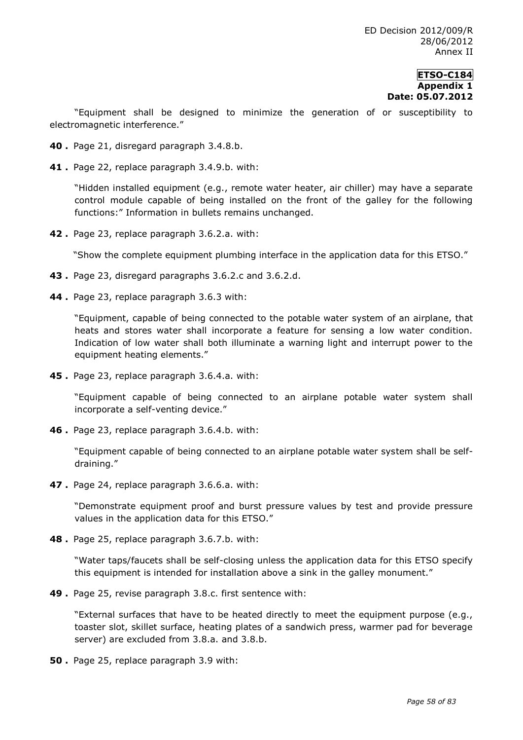"Equipment shall be designed to minimize the generation of or susceptibility to electromagnetic interference."

**40 .** Page 21, disregard paragraph 3.4.8.b.

**41 .** Page 22, replace paragraph 3.4.9.b. with:

"Hidden installed equipment (e.g., remote water heater, air chiller) may have a separate control module capable of being installed on the front of the galley for the following functions:" Information in bullets remains unchanged.

**42 .** Page 23, replace paragraph 3.6.2.a. with:

"Show the complete equipment plumbing interface in the application data for this ETSO."

**43 .** Page 23, disregard paragraphs 3.6.2.c and 3.6.2.d.

**44 .** Page 23, replace paragraph 3.6.3 with:

"Equipment, capable of being connected to the potable water system of an airplane, that heats and stores water shall incorporate a feature for sensing a low water condition. Indication of low water shall both illuminate a warning light and interrupt power to the equipment heating elements."

**45 .** Page 23, replace paragraph 3.6.4.a. with:

"Equipment capable of being connected to an airplane potable water system shall incorporate a self-venting device."

**46 .** Page 23, replace paragraph 3.6.4.b. with:

"Equipment capable of being connected to an airplane potable water system shall be self-draining."

**47 .** Page 24, replace paragraph 3.6.6.a. with:

"Demonstrate equipment proof and burst pressure values by test and provide pressure values in the application data for this ETSO."

**48 .** Page 25, replace paragraph 3.6.7.b. with:

"Water taps/faucets shall be self-closing unless the application data for this ETSO specify this equipment is intended for installation above a sink in the galley monument."

**49 .** Page 25, revise paragraph 3.8.c. first sentence with:

"External surfaces that have to be heated directly to meet the equipment purpose (e.g., toaster slot, skillet surface, heating plates of a sandwich press, warmer pad for beverage server) are excluded from 3.8.a. and 3.8.b.

**50 .** Page 25, replace paragraph 3.9 with: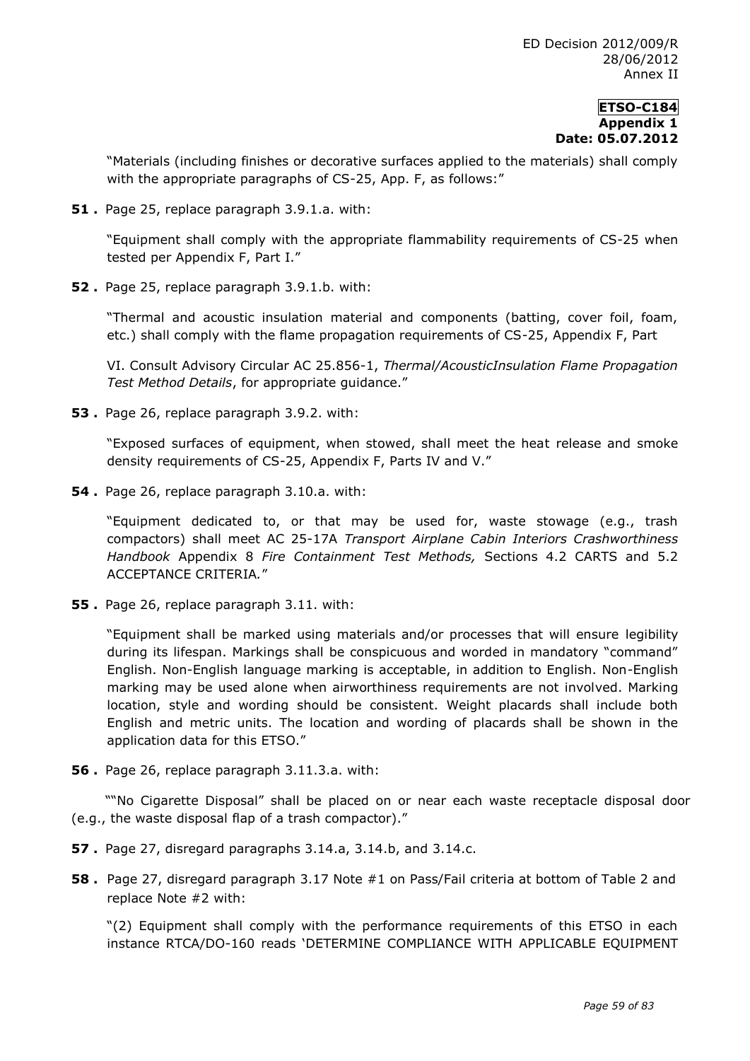"Materials (including finishes or decorative surfaces applied to the materials) shall comply with the appropriate paragraphs of CS-25, App. F, as follows:"

**51 .** Page 25, replace paragraph 3.9.1.a. with:

"Equipment shall comply with the appropriate flammability requirements of CS-25 when tested per Appendix F, Part I."

**52 .** Page 25, replace paragraph 3.9.1.b. with:

"Thermal and acoustic insulation material and components (batting, cover foil, foam, etc.) shall comply with the flame propagation requirements of CS-25, Appendix F, Part

VI. Consult Advisory Circular AC 25.856-1, *Thermal/AcousticInsulation Flame Propagation Test Method Details*, for appropriate guidance."

**53 .** Page 26, replace paragraph 3.9.2. with:

"Exposed surfaces of equipment, when stowed, shall meet the heat release and smoke density requirements of CS-25, Appendix F, Parts IV and V."

**54 .** Page 26, replace paragraph 3.10.a. with:

"Equipment dedicated to, or that may be used for, waste stowage (e.g., trash compactors) shall meet AC 25-17A *Transport Airplane Cabin Interiors Crashworthiness Handbook* Appendix 8 *Fire Containment Test Methods,* Sections 4.2 CARTS and 5.2 ACCEPTANCE CRITERIA*.*"

**55 .** Page 26, replace paragraph 3.11. with:

"Equipment shall be marked using materials and/or processes that will ensure legibility during its lifespan. Markings shall be conspicuous and worded in mandatory "command" English. Non-English language marking is acceptable, in addition to English. Non-English marking may be used alone when airworthiness requirements are not involved. Marking location, style and wording should be consistent. Weight placards shall include both English and metric units. The location and wording of placards shall be shown in the application data for this ETSO."

**56 .** Page 26, replace paragraph 3.11.3.a. with:

""No Cigarette Disposal" shall be placed on or near each waste receptacle disposal door (e.g., the waste disposal flap of a trash compactor)."

**57 .** Page 27, disregard paragraphs 3.14.a, 3.14.b, and 3.14.c.

**58 .** Page 27, disregard paragraph 3.17 Note #1 on Pass/Fail criteria at bottom of Table 2 and replace Note #2 with:

"(2) Equipment shall comply with the performance requirements of this ETSO in each instance RTCA/DO-160 reads 'DETERMINE COMPLIANCE WITH APPLICABLE EQUIPMENT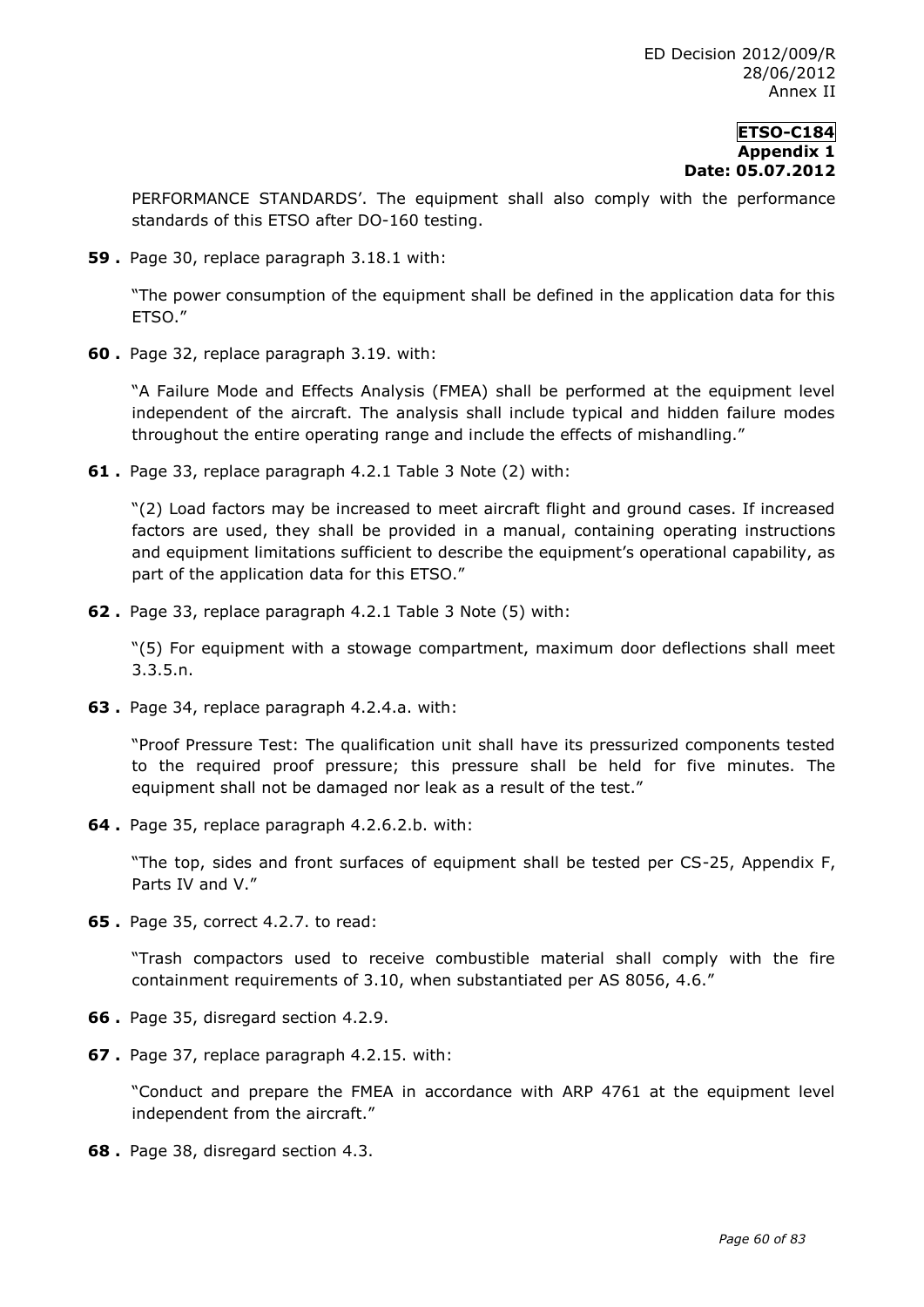PERFORMANCE STANDARDS'. The equipment shall also comply with the performance standards of this ETSO after DO-160 testing.

**59 .** Page 30, replace paragraph 3.18.1 with:

"The power consumption of the equipment shall be defined in the application data for this ETSO."

**60 .** Page 32, replace paragraph 3.19. with:

"A Failure Mode and Effects Analysis (FMEA) shall be performed at the equipment level independent of the aircraft. The analysis shall include typical and hidden failure modes throughout the entire operating range and include the effects of mishandling."

**61 .** Page 33, replace paragraph 4.2.1 Table 3 Note (2) with:

"(2) Load factors may be increased to meet aircraft flight and ground cases. If increased factors are used, they shall be provided in a manual, containing operating instructions and equipment limitations sufficient to describe the equipment's operational capability, as part of the application data for this ETSO."

**62 .** Page 33, replace paragraph 4.2.1 Table 3 Note (5) with:

"(5) For equipment with a stowage compartment, maximum door deflections shall meet 3.3.5.n.

**63 .** Page 34, replace paragraph 4.2.4.a. with:

"Proof Pressure Test: The qualification unit shall have its pressurized components tested to the required proof pressure; this pressure shall be held for five minutes. The equipment shall not be damaged nor leak as a result of the test."

**64 .** Page 35, replace paragraph 4.2.6.2.b. with:

"The top, sides and front surfaces of equipment shall be tested per CS-25, Appendix F, Parts IV and V."

**65 .** Page 35, correct 4.2.7. to read:

"Trash compactors used to receive combustible material shall comply with the fire containment requirements of 3.10, when substantiated per AS 8056, 4.6."

**66 .** Page 35, disregard section 4.2.9.

**67 .** Page 37, replace paragraph 4.2.15. with:

"Conduct and prepare the FMEA in accordance with ARP 4761 at the equipment level independent from the aircraft."

**68 .** Page 38, disregard section 4.3.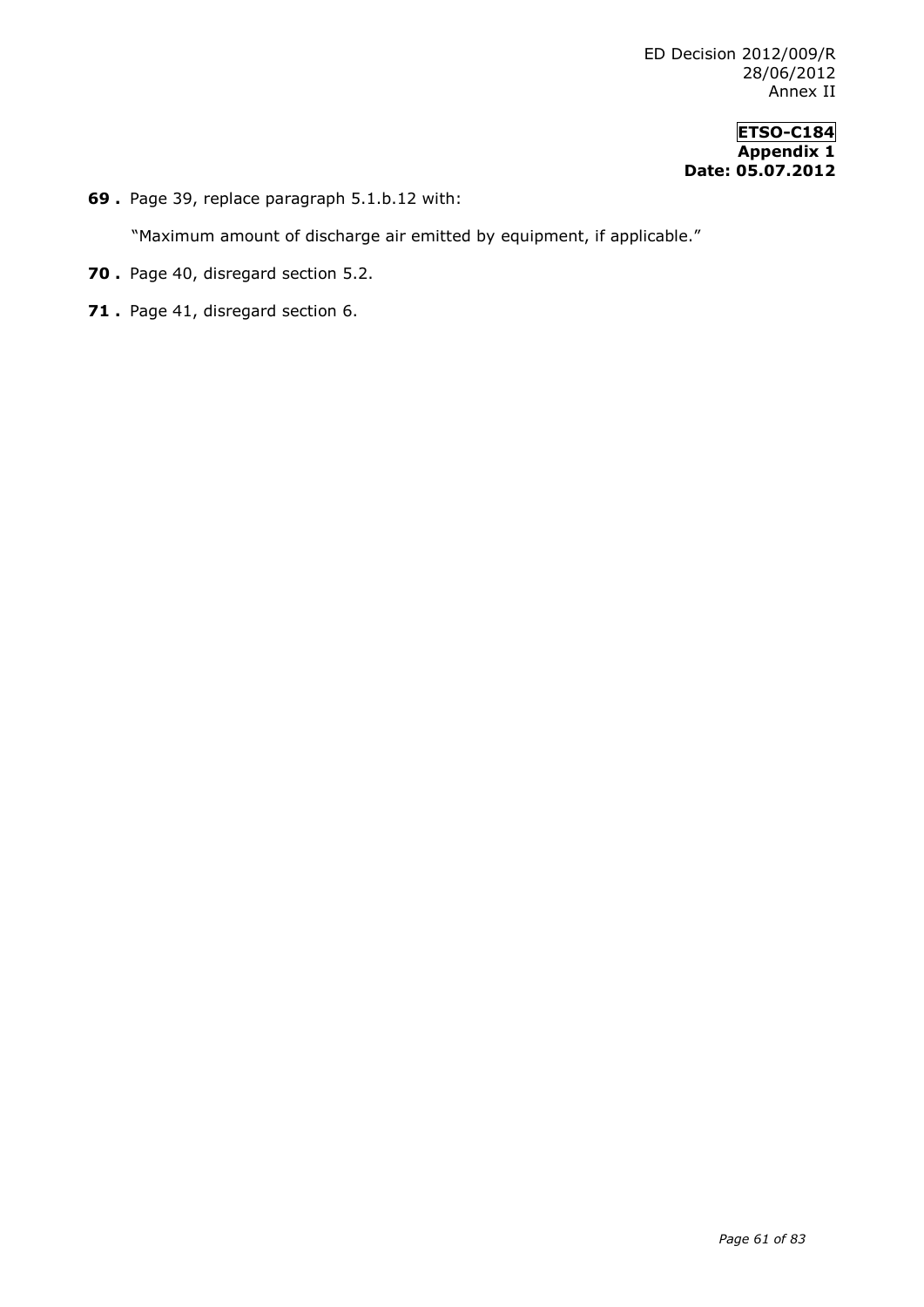**69 .** Page 39, replace paragraph 5.1.b.12 with:

"Maximum amount of discharge air emitted by equipment, if applicable."

**70 .** Page 40, disregard section 5.2.

**71 .** Page 41, disregard section 6.